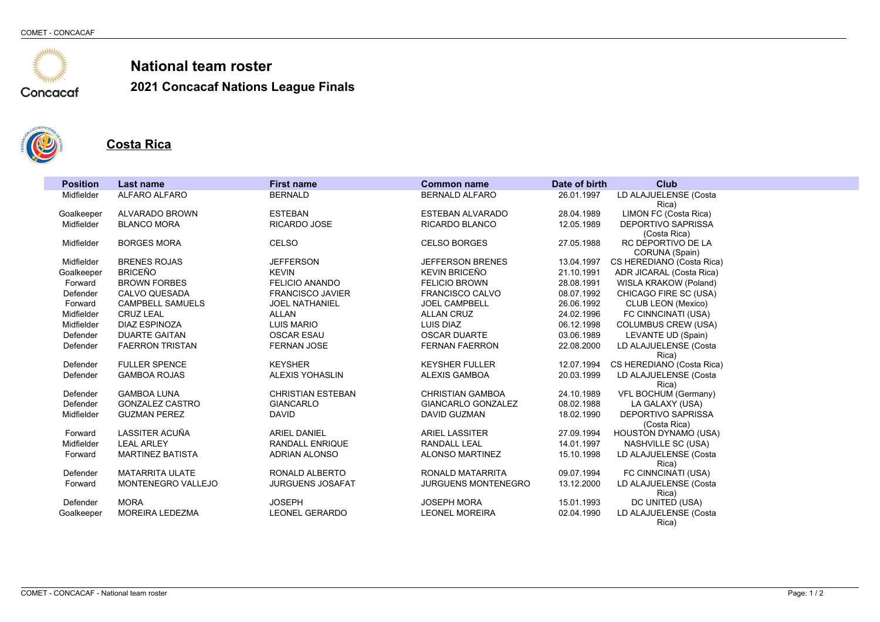# National team roster

## 2021 Concacaf Nations League Finals

## Costa Rica

| Position | Last name | First name | Common name | Date of birth | Club |
|---|---|---|---|---|---|
| Midfielder | ALFARO ALFARO | BERNALD | BERNALD ALFARO | 26.01.1997 | LD ALAJUELENSE (Costa Rica) |
| Goalkeeper | ALVARADO BROWN | ESTEBAN | ESTEBAN ALVARADO | 28.04.1989 | LIMON FC (Costa Rica) |
| Midfielder | BLANCO MORA | RICARDO JOSE | RICARDO BLANCO | 12.05.1989 | DEPORTIVO SAPRISSA (Costa Rica) |
| Midfielder | BORGES MORA | CELSO | CELSO BORGES | 27.05.1988 | RC DEPORTIVO DE LA CORUNA (Spain) |
| Midfielder | BRENES ROJAS | JEFFERSON | JEFFERSON BRENES | 13.04.1997 | CS HEREDIANO (Costa Rica) |
| Goalkeeper | BRICEÑO | KEVIN | KEVIN BRICEÑO | 21.10.1991 | ADR JICARAL (Costa Rica) |
| Forward | BROWN FORBES | FELICIO ANANDO | FELICIO BROWN | 28.08.1991 | WISLA KRAKOW (Poland) |
| Defender | CALVO QUESADA | FRANCISCO JAVIER | FRANCISCO CALVO | 08.07.1992 | CHICAGO FIRE SC (USA) |
| Forward | CAMPBELL SAMUELS | JOEL NATHANIEL | JOEL CAMPBELL | 26.06.1992 | CLUB LEON (Mexico) |
| Midfielder | CRUZ LEAL | ALLAN | ALLAN CRUZ | 24.02.1996 | FC CINNCINATI (USA) |
| Midfielder | DIAZ ESPINOZA | LUIS MARIO | LUIS DIAZ | 06.12.1998 | COLUMBUS CREW (USA) |
| Defender | DUARTE GAITAN | OSCAR ESAU | OSCAR DUARTE | 03.06.1989 | LEVANTE UD (Spain) |
| Defender | FAERRON TRISTAN | FERNAN JOSE | FERNAN FAERRON | 22.08.2000 | LD ALAJUELENSE (Costa Rica) |
| Defender | FULLER SPENCE | KEYSHER | KEYSHER FULLER | 12.07.1994 | CS HEREDIANO (Costa Rica) |
| Defender | GAMBOA ROJAS | ALEXIS YOHASLIN | ALEXIS GAMBOA | 20.03.1999 | LD ALAJUELENSE (Costa Rica) |
| Defender | GAMBOA LUNA | CHRISTIAN ESTEBAN | CHRISTIAN GAMBOA | 24.10.1989 | VFL BOCHUM (Germany) |
| Defender | GONZALEZ CASTRO | GIANCARLO | GIANCARLO GONZALEZ | 08.02.1988 | LA GALAXY (USA) |
| Midfielder | GUZMAN PEREZ | DAVID | DAVID GUZMAN | 18.02.1990 | DEPORTIVO SAPRISSA (Costa Rica) |
| Forward | LASSITER ACUÑA | ARIEL DANIEL | ARIEL LASSITER | 27.09.1994 | HOUSTON DYNAMO (USA) |
| Midfielder | LEAL ARLEY | RANDALL ENRIQUE | RANDALL LEAL | 14.01.1997 | NASHVILLE SC (USA) |
| Forward | MARTINEZ BATISTA | ADRIAN ALONSO | ALONSO MARTINEZ | 15.10.1998 | LD ALAJUELENSE (Costa Rica) |
| Defender | MATARRITA ULATE | RONALD ALBERTO | RONALD MATARRITA | 09.07.1994 | FC CINNCINATI (USA) |
| Forward | MONTENEGRO VALLEJO | JURGUENS JOSAFAT | JURGUENS MONTENEGRO | 13.12.2000 | LD ALAJUELENSE (Costa Rica) |
| Defender | MORA | JOSEPH | JOSEPH MORA | 15.01.1993 | DC UNITED (USA) |
| Goalkeeper | MOREIRA LEDEZMA | LEONEL GERARDO | LEONEL MOREIRA | 02.04.1990 | LD ALAJUELENSE (Costa Rica) |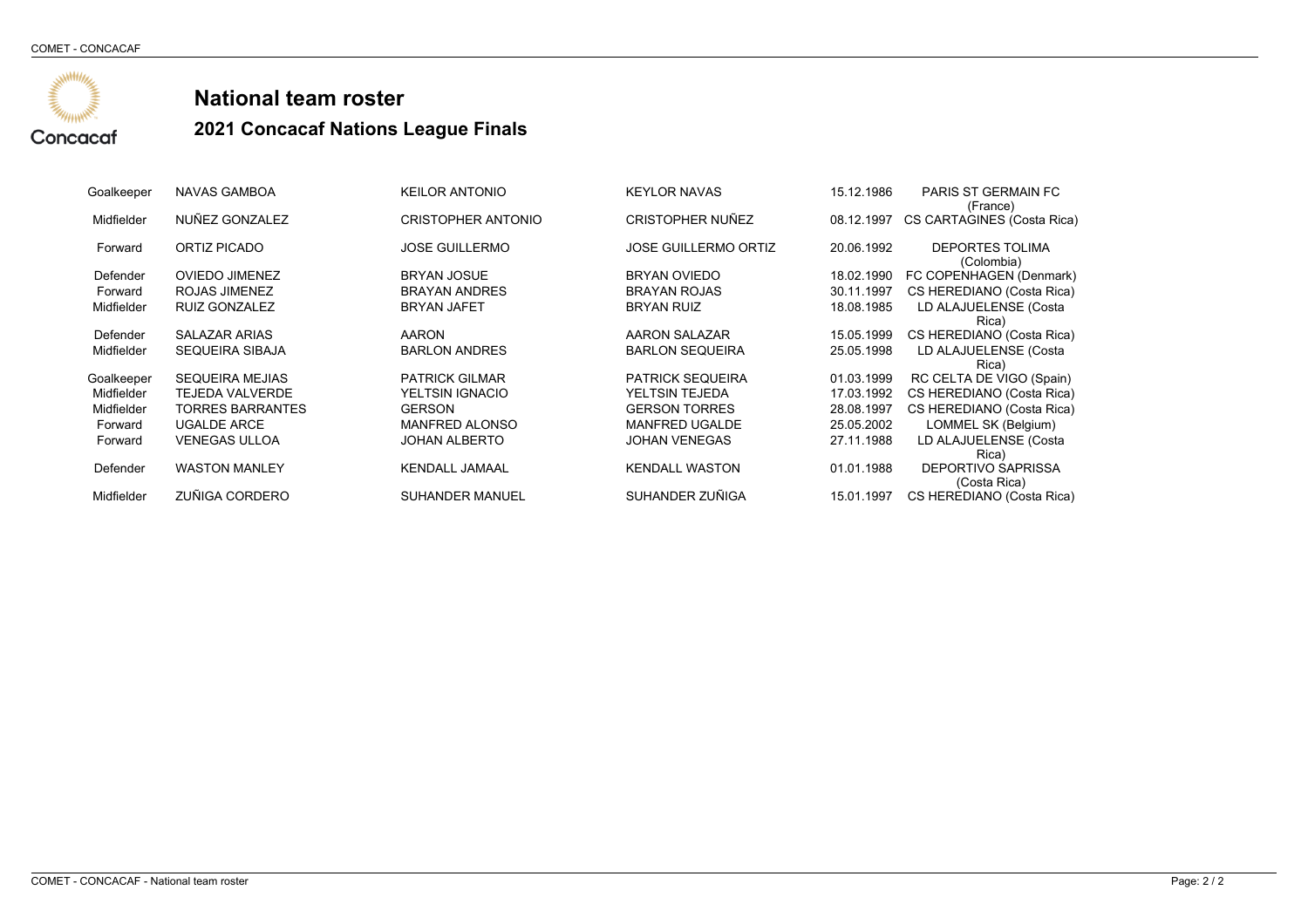# National team roster

## 2021 Concacaf Nations League Finals

| | | | | | |
|---|---|---|---|---|---|
| Goalkeeper | NAVAS GAMBOA | KEILOR ANTONIO | KEYLOR NAVAS | 15.12.1986 | PARIS ST GERMAIN FC (France) |
| Midfielder | NUÑEZ GONZALEZ | CRISTOPHER ANTONIO | CRISTOPHER NUÑEZ | 08.12.1997 | CS CARTAGINES (Costa Rica) |
| Forward | ORTIZ PICADO | JOSE GUILLERMO | JOSE GUILLERMO ORTIZ | 20.06.1992 | DEPORTES TOLIMA (Colombia) |
| Defender | OVIEDO JIMENEZ | BRYAN JOSUE | BRYAN OVIEDO | 18.02.1990 | FC COPENHAGEN (Denmark) |
| Forward | ROJAS JIMENEZ | BRAYAN ANDRES | BRAYAN ROJAS | 30.11.1997 | CS HEREDIANO (Costa Rica) |
| Midfielder | RUIZ GONZALEZ | BRYAN JAFET | BRYAN RUIZ | 18.08.1985 | LD ALAJUELENSE (Costa Rica) |
| Defender | SALAZAR ARIAS | AARON | AARON SALAZAR | 15.05.1999 | CS HEREDIANO (Costa Rica) |
| Midfielder | SEQUEIRA SIBAJA | BARLON ANDRES | BARLON SEQUEIRA | 25.05.1998 | LD ALAJUELENSE (Costa Rica) |
| Goalkeeper | SEQUEIRA MEJIAS | PATRICK GILMAR | PATRICK SEQUEIRA | 01.03.1999 | RC CELTA DE VIGO (Spain) |
| Midfielder | TEJEDA VALVERDE | YELTSIN IGNACIO | YELTSIN TEJEDA | 17.03.1992 | CS HEREDIANO (Costa Rica) |
| Midfielder | TORRES BARRANTES | GERSON | GERSON TORRES | 28.08.1997 | CS HEREDIANO (Costa Rica) |
| Forward | UGALDE ARCE | MANFRED ALONSO | MANFRED UGALDE | 25.05.2002 | LOMMEL SK (Belgium) |
| Forward | VENEGAS ULLOA | JOHAN ALBERTO | JOHAN VENEGAS | 27.11.1988 | LD ALAJUELENSE (Costa Rica) |
| Defender | WASTON MANLEY | KENDALL JAMAAL | KENDALL WASTON | 01.01.1988 | DEPORTIVO SAPRISSA (Costa Rica) |
| Midfielder | ZUÑIGA CORDERO | SUHANDER MANUEL | SUHANDER ZUÑIGA | 15.01.1997 | CS HEREDIANO (Costa Rica) |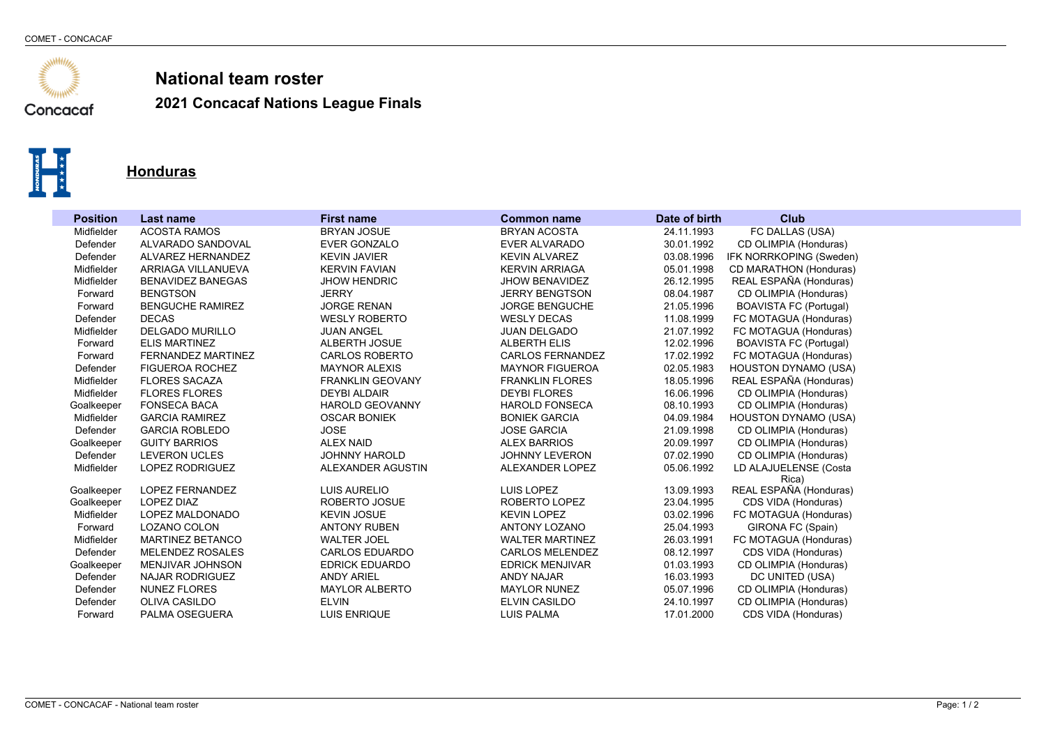# National team roster

## 2021 Concacaf Nations League Finals

### Honduras

| Position | Last name | First name | Common name | Date of birth | Club |
|---|---|---|---|---|---|
| Midfielder | ACOSTA RAMOS | BRYAN JOSUE | BRYAN ACOSTA | 24.11.1993 | FC DALLAS (USA) |
| Defender | ALVARADO SANDOVAL | EVER GONZALO | EVER ALVARADO | 30.01.1992 | CD OLIMPIA (Honduras) |
| Defender | ALVAREZ HERNANDEZ | KEVIN JAVIER | KEVIN ALVAREZ | 03.08.1996 | IFK NORRKOPING (Sweden) |
| Midfielder | ARRIAGA VILLANUEVA | KERVIN FAVIAN | KERVIN ARRIAGA | 05.01.1998 | CD MARATHON (Honduras) |
| Midfielder | BENAVIDEZ BANEGAS | JHOW HENDRIC | JHOW BENAVIDEZ | 26.12.1995 | REAL ESPAÑA (Honduras) |
| Forward | BENGTSON | JERRY | JERRY BENGTSON | 08.04.1987 | CD OLIMPIA (Honduras) |
| Forward | BENGUCHE RAMIREZ | JORGE RENAN | JORGE BENGUCHE | 21.05.1996 | BOAVISTA FC (Portugal) |
| Defender | DECAS | WESLY ROBERTO | WESLY DECAS | 11.08.1999 | FC MOTAGUA (Honduras) |
| Midfielder | DELGADO MURILLO | JUAN ANGEL | JUAN DELGADO | 21.07.1992 | FC MOTAGUA (Honduras) |
| Forward | ELIS MARTINEZ | ALBERTH JOSUE | ALBERTH ELIS | 12.02.1996 | BOAVISTA FC (Portugal) |
| Forward | FERNANDEZ MARTINEZ | CARLOS ROBERTO | CARLOS FERNANDEZ | 17.02.1992 | FC MOTAGUA (Honduras) |
| Defender | FIGUEROA ROCHEZ | MAYNOR ALEXIS | MAYNOR FIGUEROA | 02.05.1983 | HOUSTON DYNAMO (USA) |
| Midfielder | FLORES SACAZA | FRANKLIN GEOVANY | FRANKLIN FLORES | 18.05.1996 | REAL ESPAÑA (Honduras) |
| Midfielder | FLORES FLORES | DEYBI ALDAIR | DEYBI FLORES | 16.06.1996 | CD OLIMPIA (Honduras) |
| Goalkeeper | FONSECA BACA | HAROLD GEOVANNY | HAROLD FONSECA | 08.10.1993 | CD OLIMPIA (Honduras) |
| Midfielder | GARCIA RAMIREZ | OSCAR BONIEK | BONIEK GARCIA | 04.09.1984 | HOUSTON DYNAMO (USA) |
| Defender | GARCIA ROBLEDO | JOSE | JOSE GARCIA | 21.09.1998 | CD OLIMPIA (Honduras) |
| Goalkeeper | GUITY BARRIOS | ALEX NAID | ALEX BARRIOS | 20.09.1997 | CD OLIMPIA (Honduras) |
| Defender | LEVERON UCLES | JOHNNY HAROLD | JOHNNY LEVERON | 07.02.1990 | CD OLIMPIA (Honduras) |
| Midfielder | LOPEZ RODRIGUEZ | ALEXANDER AGUSTIN | ALEXANDER LOPEZ | 05.06.1992 | LD ALAJUELENSE (Costa Rica) |
| Goalkeeper | LOPEZ FERNANDEZ | LUIS AURELIO | LUIS LOPEZ | 13.09.1993 | REAL ESPAÑA (Honduras) |
| Goalkeeper | LOPEZ DIAZ | ROBERTO JOSUE | ROBERTO LOPEZ | 23.04.1995 | CDS VIDA (Honduras) |
| Midfielder | LOPEZ MALDONADO | KEVIN JOSUE | KEVIN LOPEZ | 03.02.1996 | FC MOTAGUA (Honduras) |
| Forward | LOZANO COLON | ANTONY RUBEN | ANTONY LOZANO | 25.04.1993 | GIRONA FC (Spain) |
| Midfielder | MARTINEZ BETANCO | WALTER JOEL | WALTER MARTINEZ | 26.03.1991 | FC MOTAGUA (Honduras) |
| Defender | MELENDEZ ROSALES | CARLOS EDUARDO | CARLOS MELENDEZ | 08.12.1997 | CDS VIDA (Honduras) |
| Goalkeeper | MENJIVAR JOHNSON | EDRICK EDUARDO | EDRICK MENJIVAR | 01.03.1993 | CD OLIMPIA (Honduras) |
| Defender | NAJAR RODRIGUEZ | ANDY ARIEL | ANDY NAJAR | 16.03.1993 | DC UNITED (USA) |
| Defender | NUNEZ FLORES | MAYLOR ALBERTO | MAYLOR NUNEZ | 05.07.1996 | CD OLIMPIA (Honduras) |
| Defender | OLIVA CASILDO | ELVIN | ELVIN CASILDO | 24.10.1997 | CD OLIMPIA (Honduras) |
| Forward | PALMA OSEGUERA | LUIS ENRIQUE | LUIS PALMA | 17.01.2000 | CDS VIDA (Honduras) |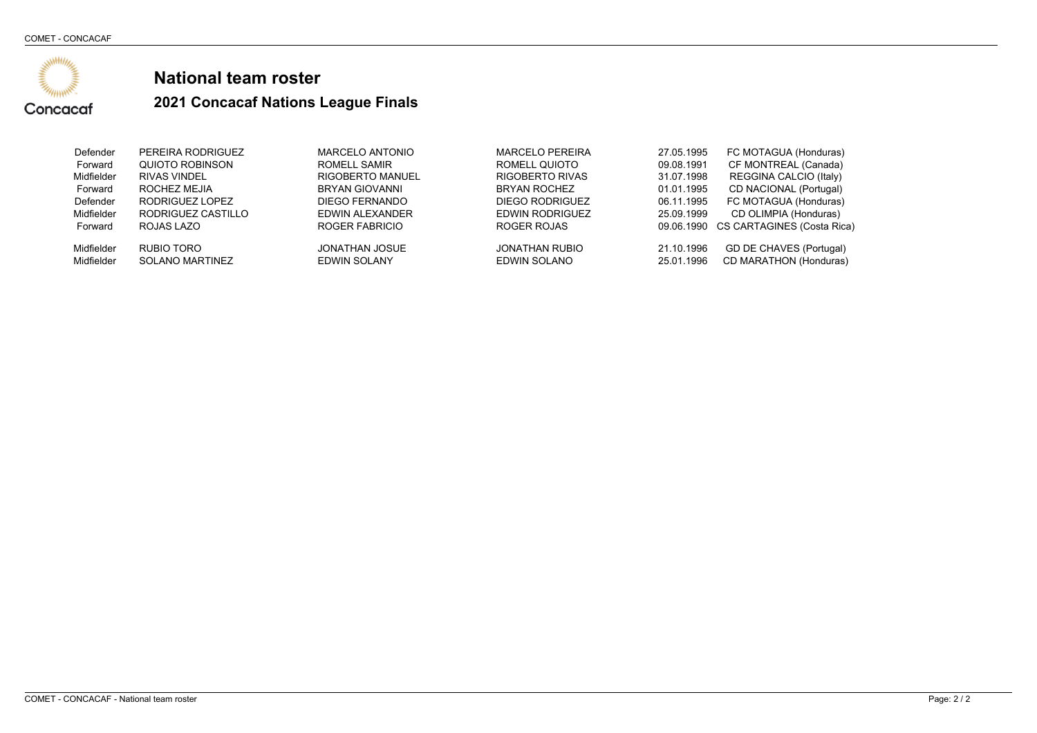# National team roster

## 2021 Concacaf Nations League Finals

| | | | | | |
|---|---|---|---|---|---|
| Defender | PEREIRA RODRIGUEZ | MARCELO ANTONIO | MARCELO PEREIRA | 27.05.1995 | FC MOTAGUA (Honduras) |
| Forward | QUIOTO ROBINSON | ROMELL SAMIR | ROMELL QUIOTO | 09.08.1991 | CF MONTREAL (Canada) |
| Midfielder | RIVAS VINDEL | RIGOBERTO MANUEL | RIGOBERTO RIVAS | 31.07.1998 | REGGINA CALCIO (Italy) |
| Forward | ROCHEZ MEJIA | BRYAN GIOVANNI | BRYAN ROCHEZ | 01.01.1995 | CD NACIONAL (Portugal) |
| Defender | RODRIGUEZ LOPEZ | DIEGO FERNANDO | DIEGO RODRIGUEZ | 06.11.1995 | FC MOTAGUA (Honduras) |
| Midfielder | RODRIGUEZ CASTILLO | EDWIN ALEXANDER | EDWIN RODRIGUEZ | 25.09.1999 | CD OLIMPIA (Honduras) |
| Forward | ROJAS LAZO | ROGER FABRICIO | ROGER ROJAS | 09.06.1990 | CS CARTAGINES (Costa Rica) |
| Midfielder | RUBIO TORO | JONATHAN JOSUE | JONATHAN RUBIO | 21.10.1996 | GD DE CHAVES (Portugal) |
| Midfielder | SOLANO MARTINEZ | EDWIN SOLANY | EDWIN SOLANO | 25.01.1996 | CD MARATHON (Honduras) |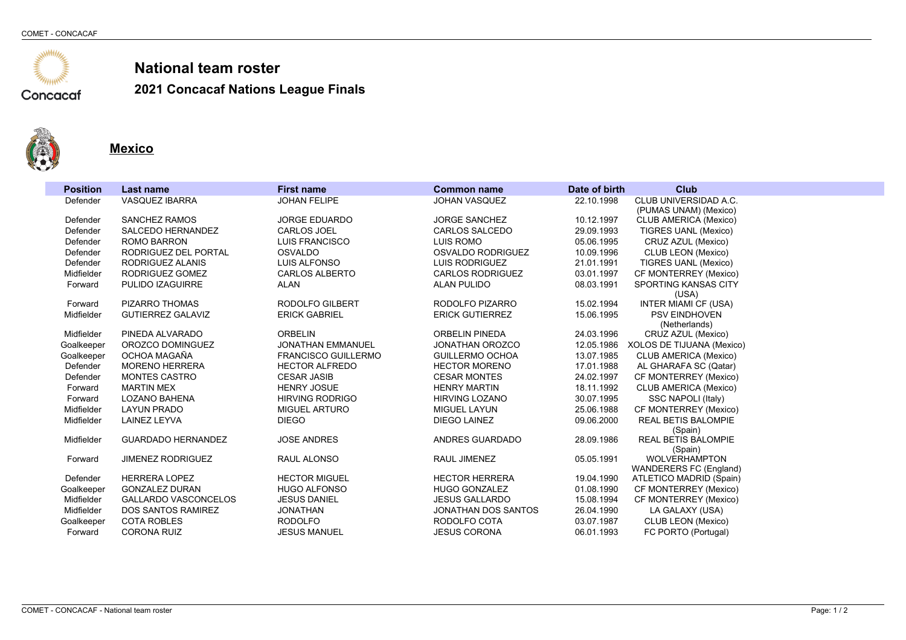# National team roster

## 2021 Concacaf Nations League Finals

### Mexico

| Position | Last name | First name | Common name | Date of birth | Club |
|---|---|---|---|---|---|
| Defender | VASQUEZ IBARRA | JOHAN FELIPE | JOHAN VASQUEZ | 22.10.1998 | CLUB UNIVERSIDAD A.C. (PUMAS UNAM) (Mexico) |
| Defender | SANCHEZ RAMOS | JORGE EDUARDO | JORGE SANCHEZ | 10.12.1997 | CLUB AMERICA (Mexico) |
| Defender | SALCEDO HERNANDEZ | CARLOS JOEL | CARLOS SALCEDO | 29.09.1993 | TIGRES UANL (Mexico) |
| Defender | ROMO BARRON | LUIS FRANCISCO | LUIS ROMO | 05.06.1995 | CRUZ AZUL (Mexico) |
| Defender | RODRIGUEZ DEL PORTAL | OSVALDO | OSVALDO RODRIGUEZ | 10.09.1996 | CLUB LEON (Mexico) |
| Defender | RODRIGUEZ ALANIS | LUIS ALFONSO | LUIS RODRIGUEZ | 21.01.1991 | TIGRES UANL (Mexico) |
| Midfielder | RODRIGUEZ GOMEZ | CARLOS ALBERTO | CARLOS RODRIGUEZ | 03.01.1997 | CF MONTERREY (Mexico) |
| Forward | PULIDO IZAGUIRRE | ALAN | ALAN PULIDO | 08.03.1991 | SPORTING KANSAS CITY (USA) |
| Forward | PIZARRO THOMAS | RODOLFO GILBERT | RODOLFO PIZARRO | 15.02.1994 | INTER MIAMI CF (USA) |
| Midfielder | GUTIERREZ GALAVIZ | ERICK GABRIEL | ERICK GUTIERREZ | 15.06.1995 | PSV EINDHOVEN (Netherlands) |
| Midfielder | PINEDA ALVARADO | ORBELIN | ORBELIN PINEDA | 24.03.1996 | CRUZ AZUL (Mexico) |
| Goalkeeper | OROZCO DOMINGUEZ | JONATHAN EMMANUEL | JONATHAN OROZCO | 12.05.1986 | XOLOS DE TIJUANA (Mexico) |
| Goalkeeper | OCHOA MAGAÑA | FRANCISCO GUILLERMO | GUILLERMO OCHOA | 13.07.1985 | CLUB AMERICA (Mexico) |
| Defender | MORENO HERRERA | HECTOR ALFREDO | HECTOR MORENO | 17.01.1988 | AL GHARAFA SC (Qatar) |
| Defender | MONTES CASTRO | CESAR JASIB | CESAR MONTES | 24.02.1997 | CF MONTERREY (Mexico) |
| Forward | MARTIN MEX | HENRY JOSUE | HENRY MARTIN | 18.11.1992 | CLUB AMERICA (Mexico) |
| Forward | LOZANO BAHENA | HIRVING RODRIGO | HIRVING LOZANO | 30.07.1995 | SSC NAPOLI (Italy) |
| Midfielder | LAYUN PRADO | MIGUEL ARTURO | MIGUEL LAYUN | 25.06.1988 | CF MONTERREY (Mexico) |
| Midfielder | LAINEZ LEYVA | DIEGO | DIEGO LAINEZ | 09.06.2000 | REAL BETIS BALOMPIE (Spain) |
| Midfielder | GUARDADO HERNANDEZ | JOSE ANDRES | ANDRES GUARDADO | 28.09.1986 | REAL BETIS BALOMPIE (Spain) |
| Forward | JIMENEZ RODRIGUEZ | RAUL ALONSO | RAUL JIMENEZ | 05.05.1991 | WOLVERHAMPTON WANDERERS FC (England) |
| Defender | HERRERA LOPEZ | HECTOR MIGUEL | HECTOR HERRERA | 19.04.1990 | ATLETICO MADRID (Spain) |
| Goalkeeper | GONZALEZ DURAN | HUGO ALFONSO | HUGO GONZALEZ | 01.08.1990 | CF MONTERREY (Mexico) |
| Midfielder | GALLARDO VASCONCELOS | JESUS DANIEL | JESUS GALLARDO | 15.08.1994 | CF MONTERREY (Mexico) |
| Midfielder | DOS SANTOS RAMIREZ | JONATHAN | JONATHAN DOS SANTOS | 26.04.1990 | LA GALAXY (USA) |
| Goalkeeper | COTA ROBLES | RODOLFO | RODOLFO COTA | 03.07.1987 | CLUB LEON (Mexico) |
| Forward | CORONA RUIZ | JESUS MANUEL | JESUS CORONA | 06.01.1993 | FC PORTO (Portugal) |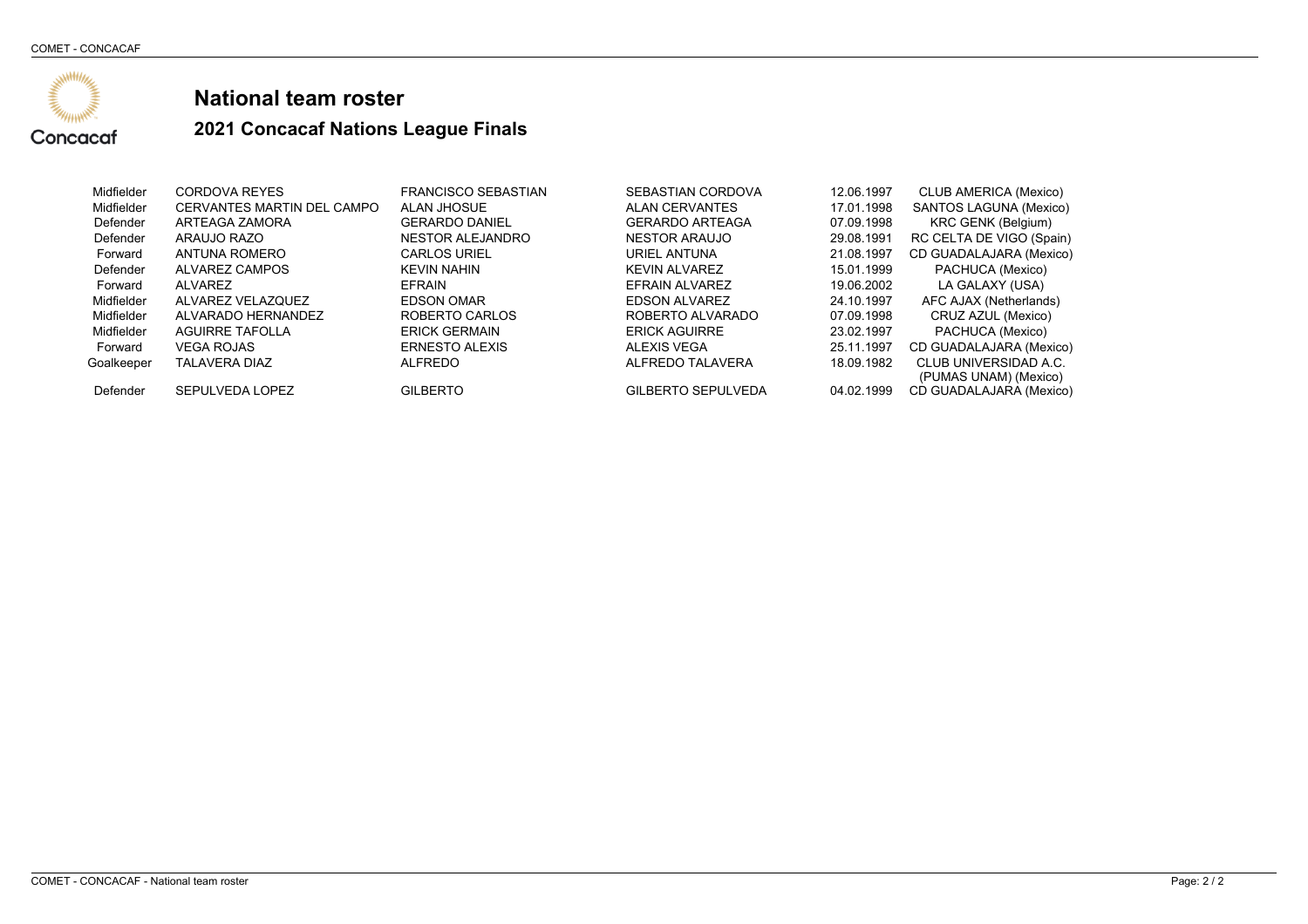# National team roster

## 2021 Concacaf Nations League Finals

| | | | | | |
|---|---|---|---|---|---|
| Midfielder | CORDOVA REYES | FRANCISCO SEBASTIAN | SEBASTIAN CORDOVA | 12.06.1997 | CLUB AMERICA (Mexico) |
| Midfielder | CERVANTES MARTIN DEL CAMPO | ALAN JHOSUE | ALAN CERVANTES | 17.01.1998 | SANTOS LAGUNA (Mexico) |
| Defender | ARTEAGA ZAMORA | GERARDO DANIEL | GERARDO ARTEAGA | 07.09.1998 | KRC GENK (Belgium) |
| Defender | ARAUJO RAZO | NESTOR ALEJANDRO | NESTOR ARAUJO | 29.08.1991 | RC CELTA DE VIGO (Spain) |
| Forward | ANTUNA ROMERO | CARLOS URIEL | URIEL ANTUNA | 21.08.1997 | CD GUADALAJARA (Mexico) |
| Defender | ALVAREZ CAMPOS | KEVIN NAHIN | KEVIN ALVAREZ | 15.01.1999 | PACHUCA (Mexico) |
| Forward | ALVAREZ | EFRAIN | EFRAIN ALVAREZ | 19.06.2002 | LA GALAXY (USA) |
| Midfielder | ALVAREZ VELAZQUEZ | EDSON OMAR | EDSON ALVAREZ | 24.10.1997 | AFC AJAX (Netherlands) |
| Midfielder | ALVARADO HERNANDEZ | ROBERTO CARLOS | ROBERTO ALVARADO | 07.09.1998 | CRUZ AZUL (Mexico) |
| Midfielder | AGUIRRE TAFOLLA | ERICK GERMAIN | ERICK AGUIRRE | 23.02.1997 | PACHUCA (Mexico) |
| Forward | VEGA ROJAS | ERNESTO ALEXIS | ALEXIS VEGA | 25.11.1997 | CD GUADALAJARA (Mexico) |
| Goalkeeper | TALAVERA DIAZ | ALFREDO | ALFREDO TALAVERA | 18.09.1982 | CLUB UNIVERSIDAD A.C. (PUMAS UNAM) (Mexico) |
| Defender | SEPULVEDA LOPEZ | GILBERTO | GILBERTO SEPULVEDA | 04.02.1999 | CD GUADALAJARA (Mexico) |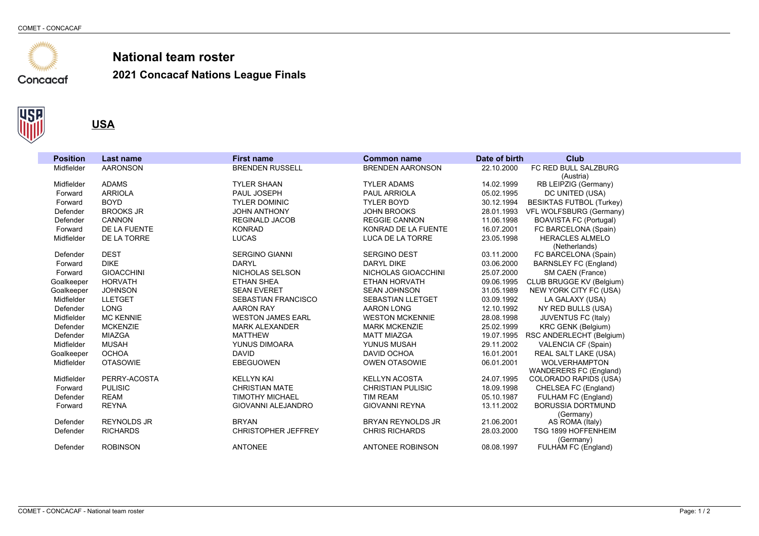# National team roster

## 2021 Concacaf Nations League Finals

### USA

| Position | Last name | First name | Common name | Date of birth | Club |
|---|---|---|---|---|---|
| Midfielder | AARONSON | BRENDEN RUSSELL | BRENDEN AARONSON | 22.10.2000 | FC RED BULL SALZBURG (Austria) |
| Midfielder | ADAMS | TYLER SHAAN | TYLER ADAMS | 14.02.1999 | RB LEIPZIG (Germany) |
| Forward | ARRIOLA | PAUL JOSEPH | PAUL ARRIOLA | 05.02.1995 | DC UNITED (USA) |
| Forward | BOYD | TYLER DOMINIC | TYLER BOYD | 30.12.1994 | BESIKTAS FUTBOL (Turkey) |
| Defender | BROOKS JR | JOHN ANTHONY | JOHN BROOKS | 28.01.1993 | VFL WOLFSBURG (Germany) |
| Defender | CANNON | REGINALD JACOB | REGGIE CANNON | 11.06.1998 | BOAVISTA FC (Portugal) |
| Forward | DE LA FUENTE | KONRAD | KONRAD DE LA FUENTE | 16.07.2001 | FC BARCELONA (Spain) |
| Midfielder | DE LA TORRE | LUCAS | LUCA DE LA TORRE | 23.05.1998 | HERACLES ALMELO (Netherlands) |
| Defender | DEST | SERGINO GIANNI | SERGINO DEST | 03.11.2000 | FC BARCELONA (Spain) |
| Forward | DIKE | DARYL | DARYL DIKE | 03.06.2000 | BARNSLEY FC (England) |
| Forward | GIOACCHINI | NICHOLAS SELSON | NICHOLAS GIOACCHINI | 25.07.2000 | SM CAEN (France) |
| Goalkeeper | HORVATH | ETHAN SHEA | ETHAN HORVATH | 09.06.1995 | CLUB BRUGGE KV (Belgium) |
| Goalkeeper | JOHNSON | SEAN EVERET | SEAN JOHNSON | 31.05.1989 | NEW YORK CITY FC (USA) |
| Midfielder | LLETGET | SEBASTIAN FRANCISCO | SEBASTIAN LLETGET | 03.09.1992 | LA GALAXY (USA) |
| Defender | LONG | AARON RAY | AARON LONG | 12.10.1992 | NY RED BULLS (USA) |
| Midfielder | MC KENNIE | WESTON JAMES EARL | WESTON MCKENNIE | 28.08.1998 | JUVENTUS FC (Italy) |
| Defender | MCKENZIE | MARK ALEXANDER | MARK MCKENZIE | 25.02.1999 | KRC GENK (Belgium) |
| Defender | MIAZGA | MATTHEW | MATT MIAZGA | 19.07.1995 | RSC ANDERLECHT (Belgium) |
| Midfielder | MUSAH | YUNUS DIMOARA | YUNUS MUSAH | 29.11.2002 | VALENCIA CF (Spain) |
| Goalkeeper | OCHOA | DAVID | DAVID OCHOA | 16.01.2001 | REAL SALT LAKE (USA) |
| Midfielder | OTASOWIE | EBEGUOWEN | OWEN OTASOWIE | 06.01.2001 | WOLVERHAMPTON WANDERERS FC (England) |
| Midfielder | PERRY-ACOSTA | KELLYN KAI | KELLYN ACOSTA | 24.07.1995 | COLORADO RAPIDS (USA) |
| Forward | PULISIC | CHRISTIAN MATE | CHRISTIAN PULISIC | 18.09.1998 | CHELSEA FC (England) |
| Defender | REAM | TIMOTHY MICHAEL | TIM REAM | 05.10.1987 | FULHAM FC (England) |
| Forward | REYNA | GIOVANNI ALEJANDRO | GIOVANNI REYNA | 13.11.2002 | BORUSSIA DORTMUND (Germany) |
| Defender | REYNOLDS JR | BRYAN | BRYAN REYNOLDS JR | 21.06.2001 | AS ROMA (Italy) |
| Defender | RICHARDS | CHRISTOPHER JEFFREY | CHRIS RICHARDS | 28.03.2000 | TSG 1899 HOFFENHEIM (Germany) |
| Defender | ROBINSON | ANTONEE | ANTONEE ROBINSON | 08.08.1997 | FULHAM FC (England) |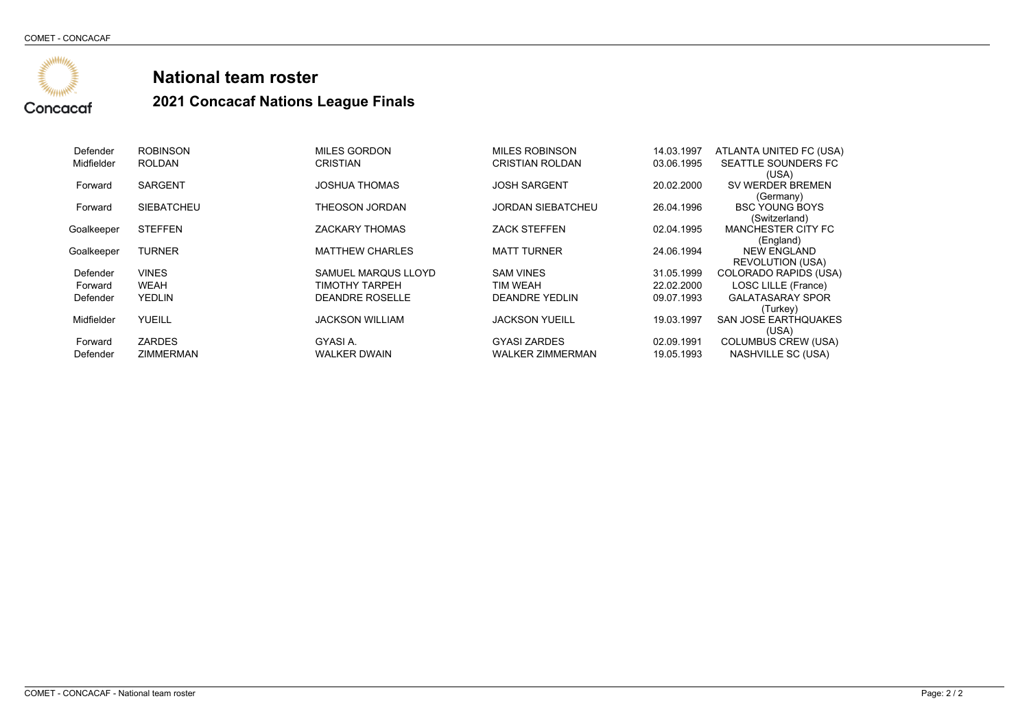# National team roster

## 2021 Concacaf Nations League Finals

| | | | | | |
|---|---|---|---|---|---|
| Defender | ROBINSON | MILES GORDON | MILES ROBINSON | 14.03.1997 | ATLANTA UNITED FC (USA) |
| Midfielder | ROLDAN | CRISTIAN | CRISTIAN ROLDAN | 03.06.1995 | SEATTLE SOUNDERS FC (USA) |
| Forward | SARGENT | JOSHUA THOMAS | JOSH SARGENT | 20.02.2000 | SV WERDER BREMEN (Germany) |
| Forward | SIEBATCHEU | THEOSON JORDAN | JORDAN SIEBATCHEU | 26.04.1996 | BSC YOUNG BOYS (Switzerland) |
| Goalkeeper | STEFFEN | ZACKARY THOMAS | ZACK STEFFEN | 02.04.1995 | MANCHESTER CITY FC (England) |
| Goalkeeper | TURNER | MATTHEW CHARLES | MATT TURNER | 24.06.1994 | NEW ENGLAND REVOLUTION (USA) |
| Defender | VINES | SAMUEL MARQUS LLOYD | SAM VINES | 31.05.1999 | COLORADO RAPIDS (USA) |
| Forward | WEAH | TIMOTHY TARPEH | TIM WEAH | 22.02.2000 | LOSC LILLE (France) |
| Defender | YEDLIN | DEANDRE ROSELLE | DEANDRE YEDLIN | 09.07.1993 | GALATASARAY SPOR (Turkey) |
| Midfielder | YUEILL | JACKSON WILLIAM | JACKSON YUEILL | 19.03.1997 | SAN JOSE EARTHQUAKES (USA) |
| Forward | ZARDES | GYASI A. | GYASI ZARDES | 02.09.1991 | COLUMBUS CREW (USA) |
| Defender | ZIMMERMAN | WALKER DWAIN | WALKER ZIMMERMAN | 19.05.1993 | NASHVILLE SC (USA) |